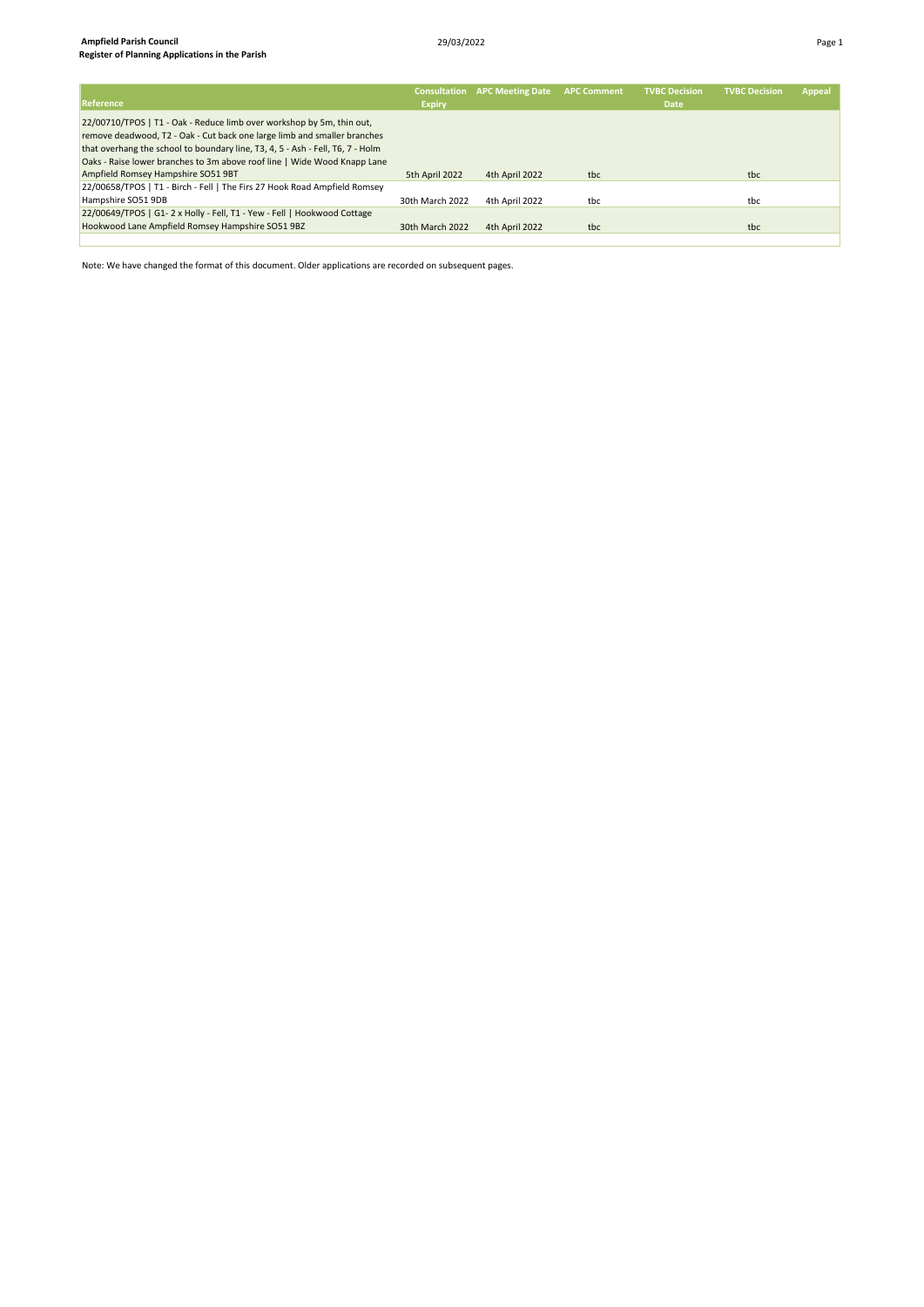**Ampfield Parish Council**
**Register of Planning Applications in the Parish**

29/03/2022

| Reference | Consultation Expiry | APC Meeting Date | APC Comment | TVBC Decision Date | TVBC Decision | Appeal |
|---|---|---|---|---|---|---|
| 22/00710/TPOS \| T1 - Oak - Reduce limb over workshop by 5m, thin out, remove deadwood, T2 - Oak - Cut back one large limb and smaller branches that overhang the school to boundary line, T3, 4, 5 - Ash - Fell, T6, 7 - Holm Oaks - Raise lower branches to 3m above roof line \| Wide Wood Knapp Lane Ampfield Romsey Hampshire SO51 9BT | 5th April 2022 | 4th April 2022 | tbc | | tbc | |
| 22/00658/TPOS \| T1 - Birch - Fell \| The Firs 27 Hook Road Ampfield Romsey Hampshire SO51 9DB | 30th March 2022 | 4th April 2022 | tbc | | tbc | |
| 22/00649/TPOS \| G1- 2 x Holly - Fell, T1 - Yew - Fell \| Hookwood Cottage Hookwood Lane Ampfield Romsey Hampshire SO51 9BZ | 30th March 2022 | 4th April 2022 | tbc | | tbc | |

Note: We have changed the format of this document. Older applications are recorded on subsequent pages.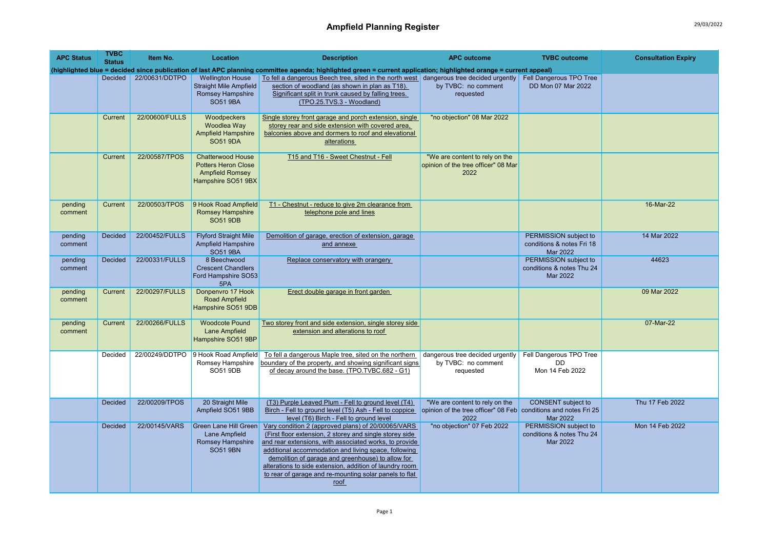# Ampfield Planning Register

29/03/2022

| APC Status | TVBC Status | Item No. | Location | Description | APC outcome | TVBC outcome | Consultation Expiry |
|---|---|---|---|---|---|---|---|
| (highlighted blue = decided since publication of last APC planning committee agenda; highlighted green = current application; highlighted orange = current appeal) | | | | | | | |
| | Decided | 22/00631/DDTPO | Wellington House Straight Mile Ampfield Romsey Hampshire SO51 9BA | To fell a dangerous Beech tree, sited in the north west section of woodland (as shown in plan as T18). Significant split in trunk caused by falling trees. (TPO.25.TVS.3 - Woodland) | dangerous tree decided urgently by TVBC: no comment requested | Fell Dangerous TPO Tree DD Mon 07 Mar 2022 | |
| | Current | 22/00600/FULLS | Woodpeckers Woodlea Way Ampfield Hampshire SO51 9DA | Single storey front garage and porch extension, single storey rear and side extension with covered area, balconies above and dormers to roof and elevational alterations | "no objection" 08 Mar 2022 | | |
| | Current | 22/00587/TPOS | Chatterwood House Potters Heron Close Ampfield Romsey Hampshire SO51 9BX | T15 and T16 - Sweet Chestnut - Fell | "We are content to rely on the opinion of the tree officer" 08 Mar 2022 | | |
| pending comment | Current | 22/00503/TPOS | 9 Hook Road Ampfield Romsey Hampshire SO51 9DB | T1 - Chestnut - reduce to give 2m clearance from telephone pole and lines | | | 16-Mar-22 |
| pending comment | Decided | 22/00452/FULLS | Flyford Straight Mile Ampfield Hampshire SO51 9BA | Demolition of garage, erection of extension, garage and annexe | | PERMISSION subject to conditions & notes Fri 18 Mar 2022 | 14 Mar 2022 |
| pending comment | Decided | 22/00331/FULLS | 8 Beechwood Crescent Chandlers Ford Hampshire SO53 5PA | Replace conservatory with orangery | | PERMISSION subject to conditions & notes Thu 24 Mar 2022 | 44623 |
| pending comment | Current | 22/00297/FULLS | Donpenvro 17 Hook Road Ampfield Hampshire SO51 9DB | Erect double garage in front garden | | | 09 Mar 2022 |
| pending comment | Current | 22/00266/FULLS | Woodcote Pound Lane Ampfield Hampshire SO51 9BP | Two storey front and side extension, single storey side extension and alterations to roof | | | 07-Mar-22 |
| | Decided | 22/00249/DDTPO | 9 Hook Road Ampfield Romsey Hampshire SO51 9DB | To fell a dangerous Maple tree, sited on the northern boundary of the property, and showing significant signs of decay around the base. (TPO.TVBC.682 - G1) | dangerous tree decided urgently by TVBC: no comment requested | Fell Dangerous TPO Tree DD Mon 14 Feb 2022 | |
| | Decided | 22/00209/TPOS | 20 Straight Mile Ampfield SO51 9BB | (T3) Purple Leaved Plum - Fell to ground level (T4) Birch - Fell to ground level (T5) Ash - Fell to coppice level (T6) Birch - Fell to ground level | "We are content to rely on the opinion of the tree officer" 08 Feb 2022 | CONSENT subject to conditions and notes Fri 25 Mar 2022 | Thu 17 Feb 2022 |
| | Decided | 22/00145/VARS | Green Lane Hill Green Lane Ampfield Romsey Hampshire SO51 9BN | Vary condition 2 (approved plans) of 20/00065/VARS (First floor extension, 2 storey and single storey side and rear extensions, with associated works, to provide additional accommodation and living space, following demolition of garage and greenhouse) to allow for alterations to side extension, addition of laundry room to rear of garage and re-mounting solar panels to flat roof | "no objection" 07 Feb 2022 | PERMISSION subject to conditions & notes Thu 24 Mar 2022 | Mon 14 Feb 2022 |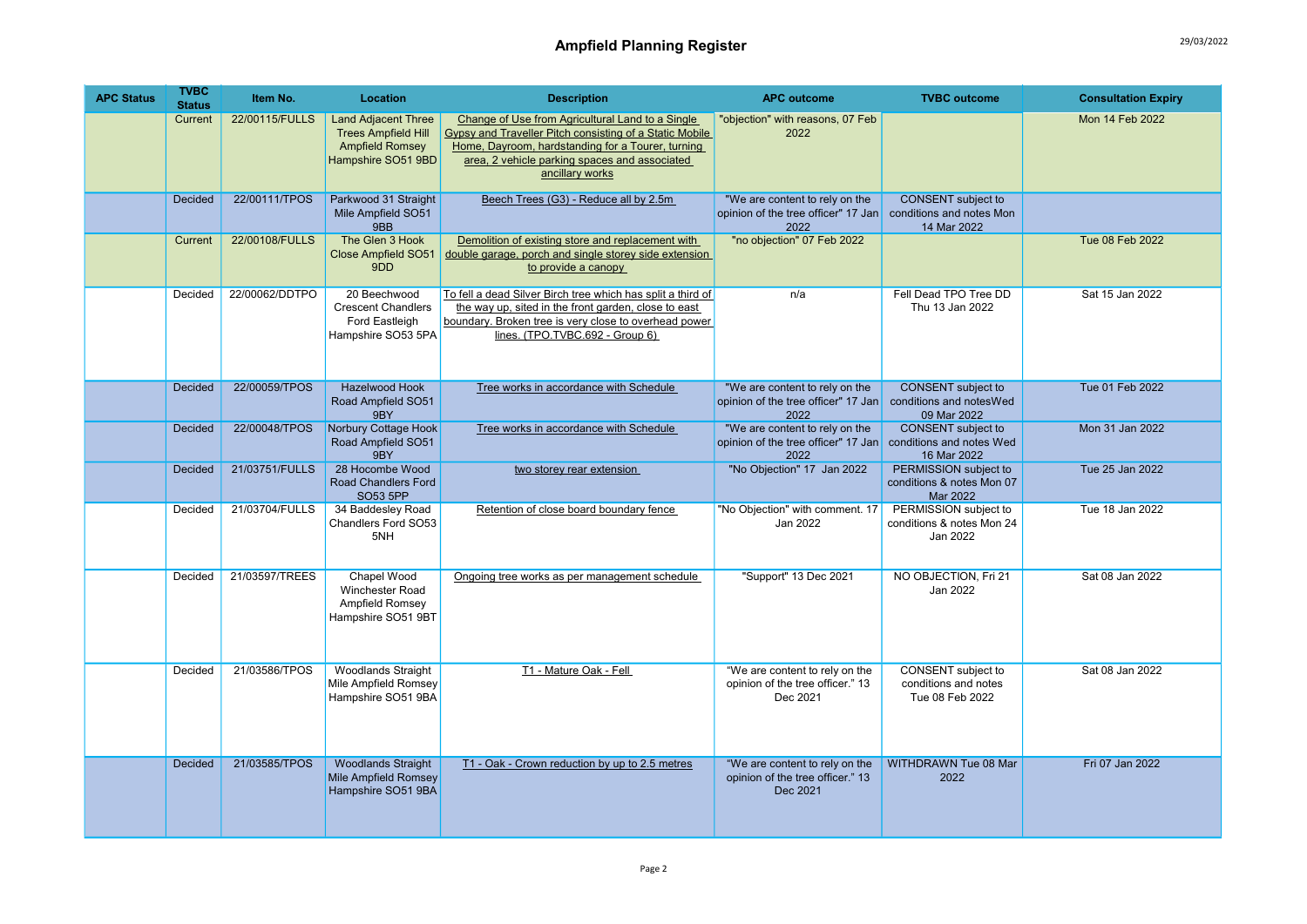# Ampfield Planning Register

29/03/2022

| APC Status | TVBC Status | Item No. | Location | Description | APC outcome | TVBC outcome | Consultation Expiry |
|---|---|---|---|---|---|---|---|
| | Current | 22/00115/FULLS | Land Adjacent Three Trees Ampfield Hill Ampfield Romsey Hampshire SO51 9BD | Change of Use from Agricultural Land to a Single Gypsy and Traveller Pitch consisting of a Static Mobile Home, Dayroom, hardstanding for a Tourer, turning area, 2 vehicle parking spaces and associated ancillary works | "objection" with reasons, 07 Feb 2022 | | Mon 14 Feb 2022 |
| | Decided | 22/00111/TPOS | Parkwood 31 Straight Mile Ampfield SO51 9BB | Beech Trees (G3) - Reduce all by 2.5m | "We are content to rely on the opinion of the tree officer" 17 Jan 2022 | CONSENT subject to conditions and notes Mon 14 Mar 2022 | |
| | Current | 22/00108/FULLS | The Glen 3 Hook Close Ampfield SO51 9DD | Demolition of existing store and replacement with double garage, porch and single storey side extension to provide a canopy | "no objection" 07 Feb 2022 | | Tue 08 Feb 2022 |
| | Decided | 22/00062/DDTPO | 20 Beechwood Crescent Chandlers Ford Eastleigh Hampshire SO53 5PA | To fell a dead Silver Birch tree which has split a third of the way up, sited in the front garden, close to east boundary. Broken tree is very close to overhead power lines. (TPO.TVBC.692 - Group 6) | n/a | Fell Dead TPO Tree DD Thu 13 Jan 2022 | Sat 15 Jan 2022 |
| | Decided | 22/00059/TPOS | Hazelwood Hook Road Ampfield SO51 9BY | Tree works in accordance with Schedule | "We are content to rely on the opinion of the tree officer" 17 Jan 2022 | CONSENT subject to conditions and notesWed 09 Mar 2022 | Tue 01 Feb 2022 |
| | Decided | 22/00048/TPOS | Norbury Cottage Hook Road Ampfield SO51 9BY | Tree works in accordance with Schedule | "We are content to rely on the opinion of the tree officer" 17 Jan 2022 | CONSENT subject to conditions and notes Wed 16 Mar 2022 | Mon 31 Jan 2022 |
| | Decided | 21/03751/FULLS | 28 Hocombe Wood Road Chandlers Ford SO53 5PP | two storey rear extension | "No Objection" 17 Jan 2022 | PERMISSION subject to conditions & notes Mon 07 Mar 2022 | Tue 25 Jan 2022 |
| | Decided | 21/03704/FULLS | 34 Baddesley Road Chandlers Ford SO53 5NH | Retention of close board boundary fence | "No Objection" with comment. 17 Jan 2022 | PERMISSION subject to conditions & notes Mon 24 Jan 2022 | Tue 18 Jan 2022 |
| | Decided | 21/03597/TREES | Chapel Wood Winchester Road Ampfield Romsey Hampshire SO51 9BT | Ongoing tree works as per management schedule | "Support" 13 Dec 2021 | NO OBJECTION, Fri 21 Jan 2022 | Sat 08 Jan 2022 |
| | Decided | 21/03586/TPOS | Woodlands Straight Mile Ampfield Romsey Hampshire SO51 9BA | T1 - Mature Oak - Fell | "We are content to rely on the opinion of the tree officer." 13 Dec 2021 | CONSENT subject to conditions and notes Tue 08 Feb 2022 | Sat 08 Jan 2022 |
| | Decided | 21/03585/TPOS | Woodlands Straight Mile Ampfield Romsey Hampshire SO51 9BA | T1 - Oak - Crown reduction by up to 2.5 metres | "We are content to rely on the opinion of the tree officer." 13 Dec 2021 | WITHDRAWN Tue 08 Mar 2022 | Fri 07 Jan 2022 |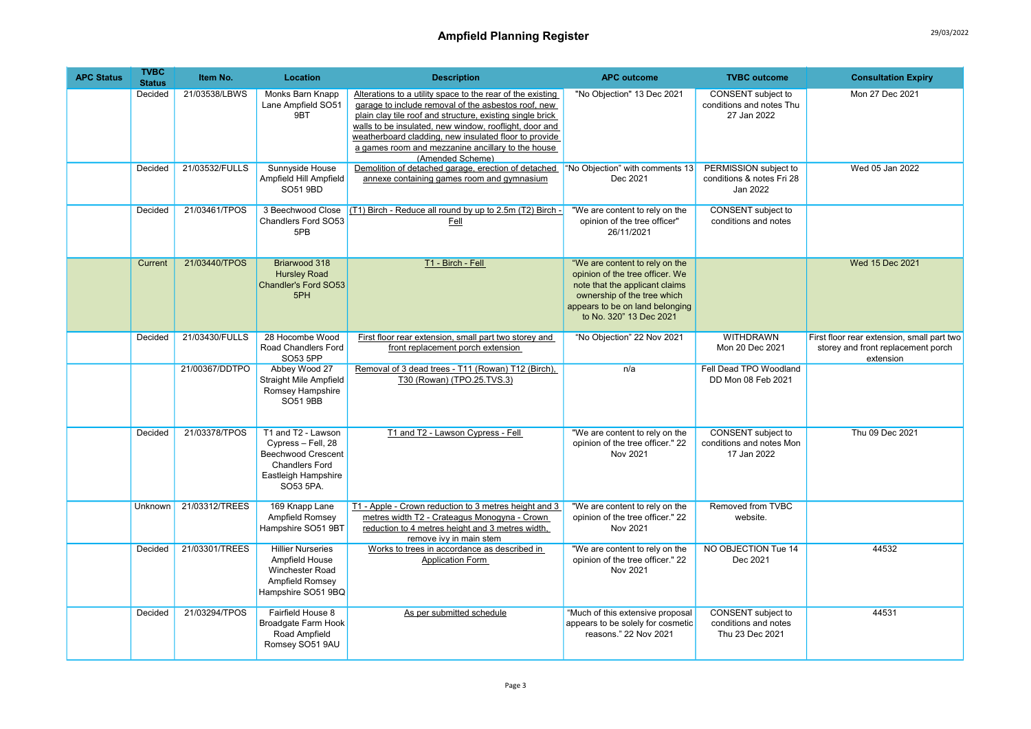# Ampfield Planning Register

| APC Status | TVBC Status | Item No. | Location | Description | APC outcome | TVBC outcome | Consultation Expiry |
|---|---|---|---|---|---|---|---|
| | Decided | 21/03538/LBWS | Monks Barn Knapp Lane Ampfield SO51 9BT | Alterations to a utility space to the rear of the existing garage to include removal of the asbestos roof, new plain clay tile roof and structure, existing single brick walls to be insulated, new window, rooflight, door and weatherboard cladding, new insulated floor to provide a games room and mezzanine ancillary to the house (Amended Scheme) | "No Objection" 13 Dec 2021 | CONSENT subject to conditions and notes Thu 27 Jan 2022 | Mon 27 Dec 2021 |
| | Decided | 21/03532/FULLS | Sunnyside House Ampfield Hill Ampfield SO51 9BD | Demolition of detached garage, erection of detached annexe containing games room and gymnasium | "No Objection" with comments 13 Dec 2021 | PERMISSION subject to conditions & notes Fri 28 Jan 2022 | Wed 05 Jan 2022 |
| | Decided | 21/03461/TPOS | 3 Beechwood Close Chandlers Ford SO53 5PB | (T1) Birch - Reduce all round by up to 2.5m (T2) Birch - Fell | "We are content to rely on the opinion of the tree officer" 26/11/2021 | CONSENT subject to conditions and notes | |
| | Current | 21/03440/TPOS | Briarwood 318 Hursley Road Chandler's Ford SO53 5PH | T1 - Birch - Fell | "We are content to rely on the opinion of the tree officer. We note that the applicant claims ownership of the tree which appears to be on land belonging to No. 320" 13 Dec 2021 | | Wed 15 Dec 2021 |
| | Decided | 21/03430/FULLS | 28 Hocombe Wood Road Chandlers Ford SO53 5PP | First floor rear extension, small part two storey and front replacement porch extension | "No Objection" 22 Nov 2021 | WITHDRAWN Mon 20 Dec 2021 | First floor rear extension, small part two storey and front replacement porch extension |
| | | 21/00367/DDTPO | Abbey Wood 27 Straight Mile Ampfield Romsey Hampshire SO51 9BB | Removal of 3 dead trees - T11 (Rowan) T12 (Birch), T30 (Rowan) (TPO.25.TVS.3) | n/a | Fell Dead TPO Woodland DD Mon 08 Feb 2021 | |
| | Decided | 21/03378/TPOS | T1 and T2 - Lawson Cypress – Fell, 28 Beechwood Crescent Chandlers Ford Eastleigh Hampshire SO53 5PA. | T1 and T2 - Lawson Cypress - Fell | "We are content to rely on the opinion of the tree officer." 22 Nov 2021 | CONSENT subject to conditions and notes Mon 17 Jan 2022 | Thu 09 Dec 2021 |
| | Unknown | 21/03312/TREES | 169 Knapp Lane Ampfield Romsey Hampshire SO51 9BT | T1 - Apple - Crown reduction to 3 metres height and 3 metres width T2 - Crateagus Monogyna - Crown reduction to 4 metres height and 3 metres width, remove ivy in main stem | "We are content to rely on the opinion of the tree officer." 22 Nov 2021 | Removed from TVBC website. | |
| | Decided | 21/03301/TREES | Hillier Nurseries Ampfield House Winchester Road Ampfield Romsey Hampshire SO51 9BQ | Works to trees in accordance as described in Application Form | "We are content to rely on the opinion of the tree officer." 22 Nov 2021 | NO OBJECTION Tue 14 Dec 2021 | 44532 |
| | Decided | 21/03294/TPOS | Fairfield House 8 Broadgate Farm Hook Road Ampfield Romsey SO51 9AU | As per submitted schedule | "Much of this extensive proposal appears to be solely for cosmetic reasons." 22 Nov 2021 | CONSENT subject to conditions and notes Thu 23 Dec 2021 | 44531 |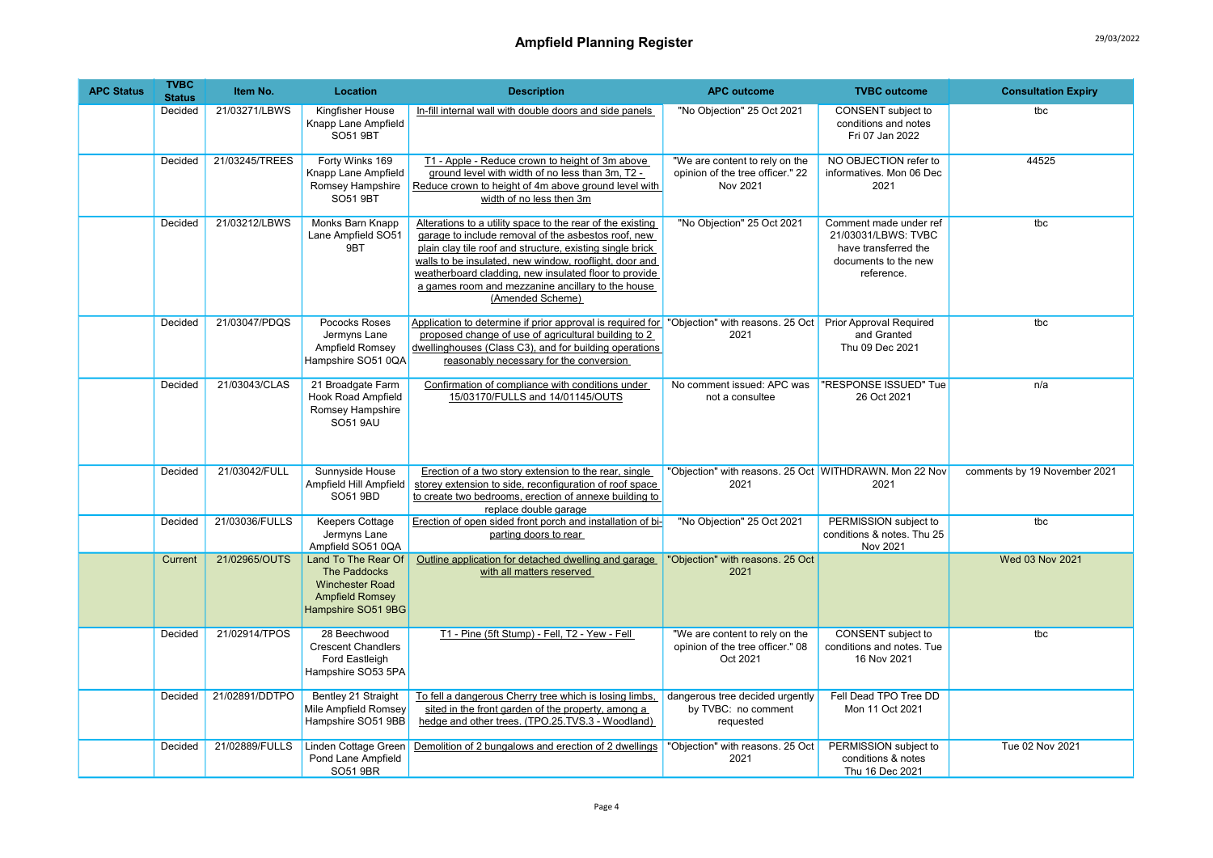# Ampfield Planning Register

| APC Status | TVBC Status | Item No. | Location | Description | APC outcome | TVBC outcome | Consultation Expiry |
|---|---|---|---|---|---|---|---|
| | Decided | 21/03271/LBWS | Kingfisher House Knapp Lane Ampfield SO51 9BT | In-fill internal wall with double doors and side panels | "No Objection" 25 Oct 2021 | CONSENT subject to conditions and notes Fri 07 Jan 2022 | tbc |
| | Decided | 21/03245/TREES | Forty Winks 169 Knapp Lane Ampfield Romsey Hampshire SO51 9BT | T1 - Apple - Reduce crown to height of 3m above ground level with width of no less than 3m, T2 - Reduce crown to height of 4m above ground level with width of no less then 3m | "We are content to rely on the opinion of the tree officer." 22 Nov 2021 | NO OBJECTION refer to informatives. Mon 06 Dec 2021 | 44525 |
| | Decided | 21/03212/LBWS | Monks Barn Knapp Lane Ampfield SO51 9BT | Alterations to a utility space to the rear of the existing garage to include removal of the asbestos roof, new plain clay tile roof and structure, existing single brick walls to be insulated, new window, rooflight, door and weatherboard cladding, new insulated floor to provide a games room and mezzanine ancillary to the house (Amended Scheme) | "No Objection" 25 Oct 2021 | Comment made under ref 21/03031/LBWS: TVBC have transferred the documents to the new reference. | tbc |
| | Decided | 21/03047/PDQS | Pococks Roses Jermyns Lane Ampfield Romsey Hampshire SO51 0QA | Application to determine if prior approval is required for proposed change of use of agricultural building to 2 dwellinghouses (Class C3), and for building operations reasonably necessary for the conversion | "Objection" with reasons. 25 Oct 2021 | Prior Approval Required and Granted Thu 09 Dec 2021 | tbc |
| | Decided | 21/03043/CLAS | 21 Broadgate Farm Hook Road Ampfield Romsey Hampshire SO51 9AU | Confirmation of compliance with conditions under 15/03170/FULLS and 14/01145/OUTS | No comment issued: APC was not a consultee | "RESPONSE ISSUED" Tue 26 Oct 2021 | n/a |
| | Decided | 21/03042/FULL | Sunnyside House Ampfield Hill Ampfield SO51 9BD | Erection of a two story extension to the rear, single storey extension to side, reconfiguration of roof space to create two bedrooms, erection of annexe building to replace double garage | "Objection" with reasons. 25 Oct 2021 | WITHDRAWN. Mon 22 Nov 2021 | comments by 19 November 2021 |
| | Decided | 21/03036/FULLS | Keepers Cottage Jermyns Lane Ampfield SO51 0QA | Erection of open sided front porch and installation of bi-parting doors to rear | "No Objection" 25 Oct 2021 | PERMISSION subject to conditions & notes. Thu 25 Nov 2021 | tbc |
| | Current | 21/02965/OUTS | Land To The Rear Of The Paddocks Winchester Road Ampfield Romsey Hampshire SO51 9BG | Outline application for detached dwelling and garage with all matters reserved | "Objection" with reasons. 25 Oct 2021 | | Wed 03 Nov 2021 |
| | Decided | 21/02914/TPOS | 28 Beechwood Crescent Chandlers Ford Eastleigh Hampshire SO53 5PA | T1 - Pine (5ft Stump) - Fell, T2 - Yew - Fell | "We are content to rely on the opinion of the tree officer." 08 Oct 2021 | CONSENT subject to conditions and notes. Tue 16 Nov 2021 | tbc |
| | Decided | 21/02891/DDTPO | Bentley 21 Straight Mile Ampfield Romsey Hampshire SO51 9BB | To fell a dangerous Cherry tree which is losing limbs, sited in the front garden of the property, among a hedge and other trees. (TPO.25.TVS.3 - Woodland) | dangerous tree decided urgently by TVBC: no comment requested | Fell Dead TPO Tree DD Mon 11 Oct 2021 | |
| | Decided | 21/02889/FULLS | Linden Cottage Green Pond Lane Ampfield SO51 9BR | Demolition of 2 bungalows and erection of 2 dwellings | "Objection" with reasons. 25 Oct 2021 | PERMISSION subject to conditions & notes Thu 16 Dec 2021 | Tue 02 Nov 2021 |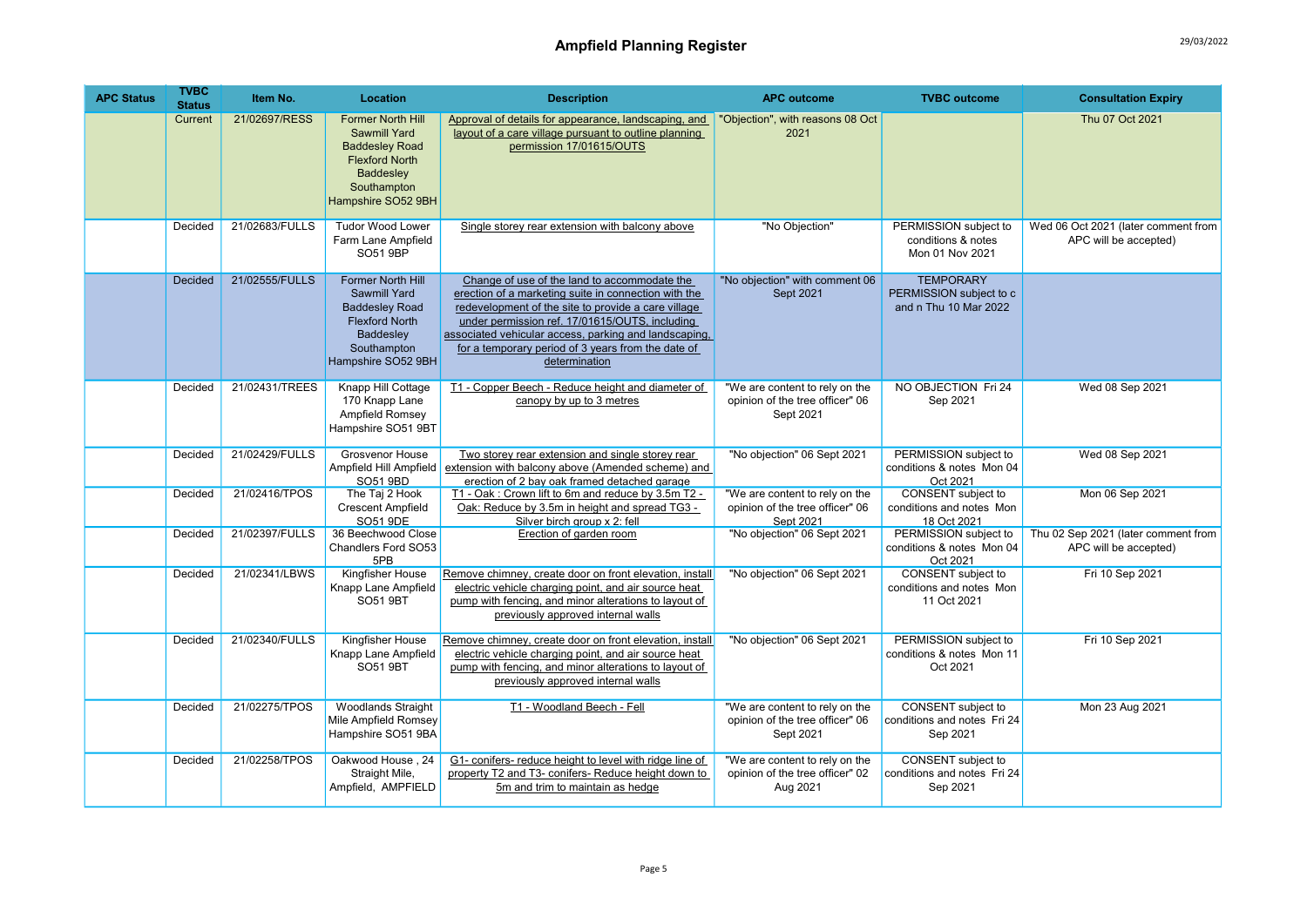# Ampfield Planning Register

29/03/2022

| APC Status | TVBC Status | Item No. | Location | Description | APC outcome | TVBC outcome | Consultation Expiry |
|---|---|---|---|---|---|---|---|
| | Current | 21/02697/RESS | Former North Hill Sawmill Yard Baddesley Road Flexford North Baddesley Southampton Hampshire SO52 9BH | Approval of details for appearance, landscaping, and layout of a care village pursuant to outline planning permission 17/01615/OUTS | "Objection", with reasons 08 Oct 2021 | | Thu 07 Oct 2021 |
| | Decided | 21/02683/FULLS | Tudor Wood Lower Farm Lane Ampfield SO51 9BP | Single storey rear extension with balcony above | "No Objection" | PERMISSION subject to conditions & notes Mon 01 Nov 2021 | Wed 06 Oct 2021 (later comment from APC will be accepted) |
| | Decided | 21/02555/FULLS | Former North Hill Sawmill Yard Baddesley Road Flexford North Baddesley Southampton Hampshire SO52 9BH | Change of use of the land to accommodate the erection of a marketing suite in connection with the redevelopment of the site to provide a care village under permission ref. 17/01615/OUTS, including associated vehicular access, parking and landscaping, for a temporary period of 3 years from the date of determination | "No objection" with comment 06 Sept 2021 | TEMPORARY PERMISSION subject to c and n Thu 10 Mar 2022 | |
| | Decided | 21/02431/TREES | Knapp Hill Cottage 170 Knapp Lane Ampfield Romsey Hampshire SO51 9BT | T1 - Copper Beech - Reduce height and diameter of canopy by up to 3 metres | "We are content to rely on the opinion of the tree officer" 06 Sept 2021 | NO OBJECTION Fri 24 Sep 2021 | Wed 08 Sep 2021 |
| | Decided | 21/02429/FULLS | Grosvenor House Ampfield Hill Ampfield SO51 9BD | Two storey rear extension and single storey rear extension with balcony above (Amended scheme) and erection of 2 bay oak framed detached garage | "No objection" 06 Sept 2021 | PERMISSION subject to conditions & notes Mon 04 Oct 2021 | Wed 08 Sep 2021 |
| | Decided | 21/02416/TPOS | The Taj 2 Hook Crescent Ampfield SO51 9DE | T1 - Oak : Crown lift to 6m and reduce by 3.5m T2 - Oak: Reduce by 3.5m in height and spread TG3 - Silver birch group x 2: fell | "We are content to rely on the opinion of the tree officer" 06 Sept 2021 | CONSENT subject to conditions and notes Mon 18 Oct 2021 | Mon 06 Sep 2021 |
| | Decided | 21/02397/FULLS | 36 Beechwood Close Chandlers Ford SO53 5PB | Erection of garden room | "No objection" 06 Sept 2021 | PERMISSION subject to conditions & notes Mon 04 Oct 2021 | Thu 02 Sep 2021 (later comment from APC will be accepted) |
| | Decided | 21/02341/LBWS | Kingfisher House Knapp Lane Ampfield SO51 9BT | Remove chimney, create door on front elevation, install electric vehicle charging point, and air source heat pump with fencing, and minor alterations to layout of previously approved internal walls | "No objection" 06 Sept 2021 | CONSENT subject to conditions and notes Mon 11 Oct 2021 | Fri 10 Sep 2021 |
| | Decided | 21/02340/FULLS | Kingfisher House Knapp Lane Ampfield SO51 9BT | Remove chimney, create door on front elevation, install electric vehicle charging point, and air source heat pump with fencing, and minor alterations to layout of previously approved internal walls | "No objection" 06 Sept 2021 | PERMISSION subject to conditions & notes Mon 11 Oct 2021 | Fri 10 Sep 2021 |
| | Decided | 21/02275/TPOS | Woodlands Straight Mile Ampfield Romsey Hampshire SO51 9BA | T1 - Woodland Beech - Fell | "We are content to rely on the opinion of the tree officer" 06 Sept 2021 | CONSENT subject to conditions and notes Fri 24 Sep 2021 | Mon 23 Aug 2021 |
| | Decided | 21/02258/TPOS | Oakwood House , 24 Straight Mile, Ampfield, AMPFIELD | G1- conifers- reduce height to level with ridge line of property T2 and T3- conifers- Reduce height down to 5m and trim to maintain as hedge | "We are content to rely on the opinion of the tree officer" 02 Aug 2021 | CONSENT subject to conditions and notes Fri 24 Sep 2021 | |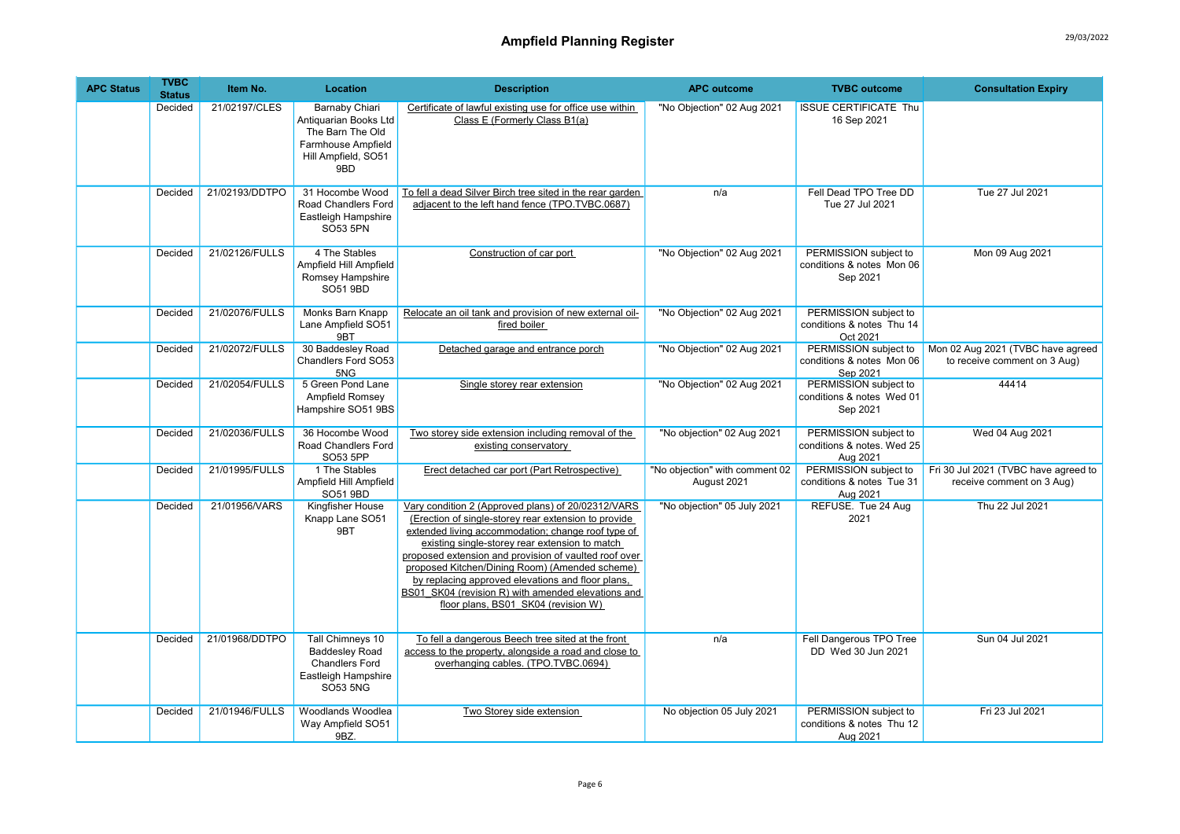# Ampfield Planning Register

| APC Status | TVBC Status | Item No. | Location | Description | APC outcome | TVBC outcome | Consultation Expiry |
|---|---|---|---|---|---|---|---|
| | Decided | 21/02197/CLES | Barnaby Chiari Antiquarian Books Ltd The Barn The Old Farmhouse Ampfield Hill Ampfield, SO51 9BD | Certificate of lawful existing use for office use within Class E (Formerly Class B1(a) | "No Objection" 02 Aug 2021 | ISSUE CERTIFICATE Thu 16 Sep 2021 | |
| | Decided | 21/02193/DDTPO | 31 Hocombe Wood Road Chandlers Ford Eastleigh Hampshire SO53 5PN | To fell a dead Silver Birch tree sited in the rear garden adjacent to the left hand fence (TPO.TVBC.0687) | n/a | Fell Dead TPO Tree DD Tue 27 Jul 2021 | Tue 27 Jul 2021 |
| | Decided | 21/02126/FULLS | 4 The Stables Ampfield Hill Ampfield Romsey Hampshire SO51 9BD | Construction of car port | "No Objection" 02 Aug 2021 | PERMISSION subject to conditions & notes Mon 06 Sep 2021 | Mon 09 Aug 2021 |
| | Decided | 21/02076/FULLS | Monks Barn Knapp Lane Ampfield SO51 9BT | Relocate an oil tank and provision of new external oil-fired boiler | "No Objection" 02 Aug 2021 | PERMISSION subject to conditions & notes Thu 14 Oct 2021 | |
| | Decided | 21/02072/FULLS | 30 Baddesley Road Chandlers Ford SO53 5NG | Detached garage and entrance porch | "No Objection" 02 Aug 2021 | PERMISSION subject to conditions & notes Mon 06 Sep 2021 | Mon 02 Aug 2021 (TVBC have agreed to receive comment on 3 Aug) |
| | Decided | 21/02054/FULLS | 5 Green Pond Lane Ampfield Romsey Hampshire SO51 9BS | Single storey rear extension | "No Objection" 02 Aug 2021 | PERMISSION subject to conditions & notes Wed 01 Sep 2021 | 44414 |
| | Decided | 21/02036/FULLS | 36 Hocombe Wood Road Chandlers Ford SO53 5PP | Two storey side extension including removal of the existing conservatory | "No objection" 02 Aug 2021 | PERMISSION subject to conditions & notes. Wed 25 Aug 2021 | Wed 04 Aug 2021 |
| | Decided | 21/01995/FULLS | 1 The Stables Ampfield Hill Ampfield SO51 9BD | Erect detached car port (Part Retrospective) | "No objection" with comment 02 August 2021 | PERMISSION subject to conditions & notes Tue 31 Aug 2021 | Fri 30 Jul 2021 (TVBC have agreed to receive comment on 3 Aug) |
| | Decided | 21/01956/VARS | Kingfisher House Knapp Lane SO51 9BT | Vary condition 2 (Approved plans) of 20/02312/VARS (Erection of single-storey rear extension to provide extended living accommodation; change roof type of existing single-storey rear extension to match proposed extension and provision of vaulted roof over proposed Kitchen/Dining Room) (Amended scheme) by replacing approved elevations and floor plans, BS01_SK04 (revision R) with amended elevations and floor plans, BS01_SK04 (revision W) | "No objection" 05 July 2021 | REFUSE. Tue 24 Aug 2021 | Thu 22 Jul 2021 |
| | Decided | 21/01968/DDTPO | Tall Chimneys 10 Baddesley Road Chandlers Ford Eastleigh Hampshire SO53 5NG | To fell a dangerous Beech tree sited at the front access to the property, alongside a road and close to overhanging cables. (TPO.TVBC.0694) | n/a | Fell Dangerous TPO Tree DD Wed 30 Jun 2021 | Sun 04 Jul 2021 |
| | Decided | 21/01946/FULLS | Woodlands Woodlea Way Ampfield SO51 9BZ. | Two Storey side extension | No objection 05 July 2021 | PERMISSION subject to conditions & notes Thu 12 Aug 2021 | Fri 23 Jul 2021 |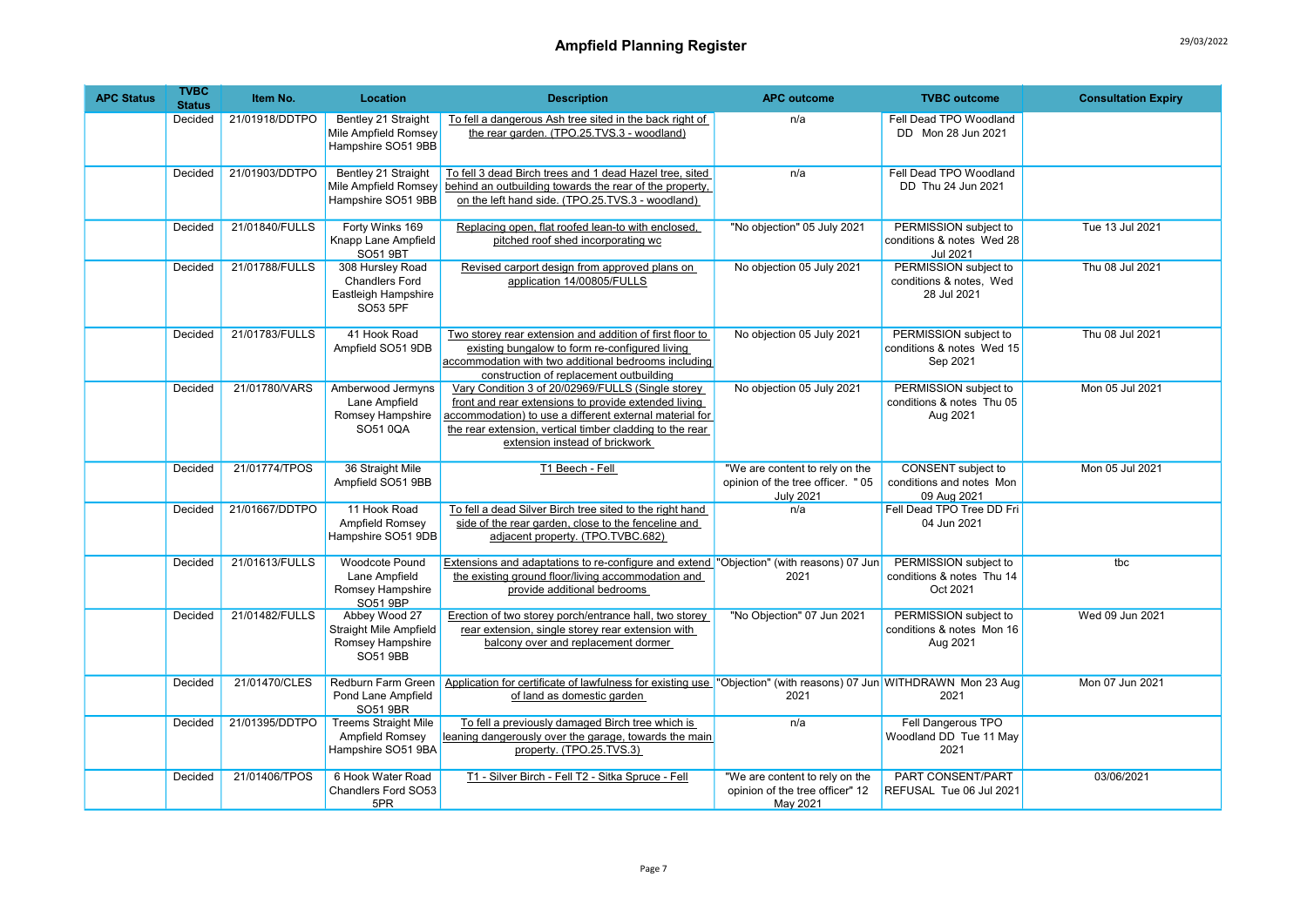# Ampfield Planning Register

| APC Status | TVBC Status | Item No. | Location | Description | APC outcome | TVBC outcome | Consultation Expiry |
|---|---|---|---|---|---|---|---|
| | Decided | 21/01918/DDTPO | Bentley 21 Straight Mile Ampfield Romsey Hampshire SO51 9BB | To fell a dangerous Ash tree sited in the back right of the rear garden. (TPO.25.TVS.3 - woodland) | n/a | Fell Dead TPO Woodland DD Mon 28 Jun 2021 | |
| | Decided | 21/01903/DDTPO | Bentley 21 Straight Mile Ampfield Romsey Hampshire SO51 9BB | To fell 3 dead Birch trees and 1 dead Hazel tree, sited behind an outbuilding towards the rear of the property, on the left hand side. (TPO.25.TVS.3 - woodland) | n/a | Fell Dead TPO Woodland DD Thu 24 Jun 2021 | |
| | Decided | 21/01840/FULLS | Forty Winks 169 Knapp Lane Ampfield SO51 9BT | Replacing open, flat roofed lean-to with enclosed, pitched roof shed incorporating wc | "No objection" 05 July 2021 | PERMISSION subject to conditions & notes Wed 28 Jul 2021 | Tue 13 Jul 2021 |
| | Decided | 21/01788/FULLS | 308 Hursley Road Chandlers Ford Eastleigh Hampshire SO53 5PF | Revised carport design from approved plans on application 14/00805/FULLS | No objection 05 July 2021 | PERMISSION subject to conditions & notes, Wed 28 Jul 2021 | Thu 08 Jul 2021 |
| | Decided | 21/01783/FULLS | 41 Hook Road Ampfield SO51 9DB | Two storey rear extension and addition of first floor to existing bungalow to form re-configured living accommodation with two additional bedrooms including construction of replacement outbuilding | No objection 05 July 2021 | PERMISSION subject to conditions & notes Wed 15 Sep 2021 | Thu 08 Jul 2021 |
| | Decided | 21/01780/VARS | Amberwood Jermyns Lane Ampfield Romsey Hampshire SO51 0QA | Vary Condition 3 of 20/02969/FULLS (Single storey front and rear extensions to provide extended living accommodation) to use a different external material for the rear extension, vertical timber cladding to the rear extension instead of brickwork | No objection 05 July 2021 | PERMISSION subject to conditions & notes Thu 05 Aug 2021 | Mon 05 Jul 2021 |
| | Decided | 21/01774/TPOS | 36 Straight Mile Ampfield SO51 9BB | T1 Beech - Fell | "We are content to rely on the opinion of the tree officer. " 05 July 2021 | CONSENT subject to conditions and notes Mon 09 Aug 2021 | Mon 05 Jul 2021 |
| | Decided | 21/01667/DDTPO | 11 Hook Road Ampfield Romsey Hampshire SO51 9DB | To fell a dead Silver Birch tree sited to the right hand side of the rear garden, close to the fenceline and adjacent property. (TPO.TVBC.682) | n/a | Fell Dead TPO Tree DD Fri 04 Jun 2021 | |
| | Decided | 21/01613/FULLS | Woodcote Pound Lane Ampfield Romsey Hampshire SO51 9BP | Extensions and adaptations to re-configure and extend the existing ground floor/living accommodation and provide additional bedrooms | "Objection" (with reasons) 07 Jun 2021 | PERMISSION subject to conditions & notes Thu 14 Oct 2021 | tbc |
| | Decided | 21/01482/FULLS | Abbey Wood 27 Straight Mile Ampfield Romsey Hampshire SO51 9BB | Erection of two storey porch/entrance hall, two storey rear extension, single storey rear extension with balcony over and replacement dormer | "No Objection" 07 Jun 2021 | PERMISSION subject to conditions & notes Mon 16 Aug 2021 | Wed 09 Jun 2021 |
| | Decided | 21/01470/CLES | Redburn Farm Green Pond Lane Ampfield SO51 9BR | Application for certificate of lawfulness for existing use of land as domestic garden | "Objection" (with reasons) 07 Jun 2021 | WITHDRAWN Mon 23 Aug 2021 | Mon 07 Jun 2021 |
| | Decided | 21/01395/DDTPO | Treems Straight Mile Ampfield Romsey Hampshire SO51 9BA | To fell a previously damaged Birch tree which is leaning dangerously over the garage, towards the main property. (TPO.25.TVS.3) | n/a | Fell Dangerous TPO Woodland DD Tue 11 May 2021 | |
| | Decided | 21/01406/TPOS | 6 Hook Water Road Chandlers Ford SO53 5PR | T1 - Silver Birch - Fell T2 - Sitka Spruce - Fell | "We are content to rely on the opinion of the tree officer" 12 May 2021 | PART CONSENT/PART REFUSAL Tue 06 Jul 2021 | 03/06/2021 |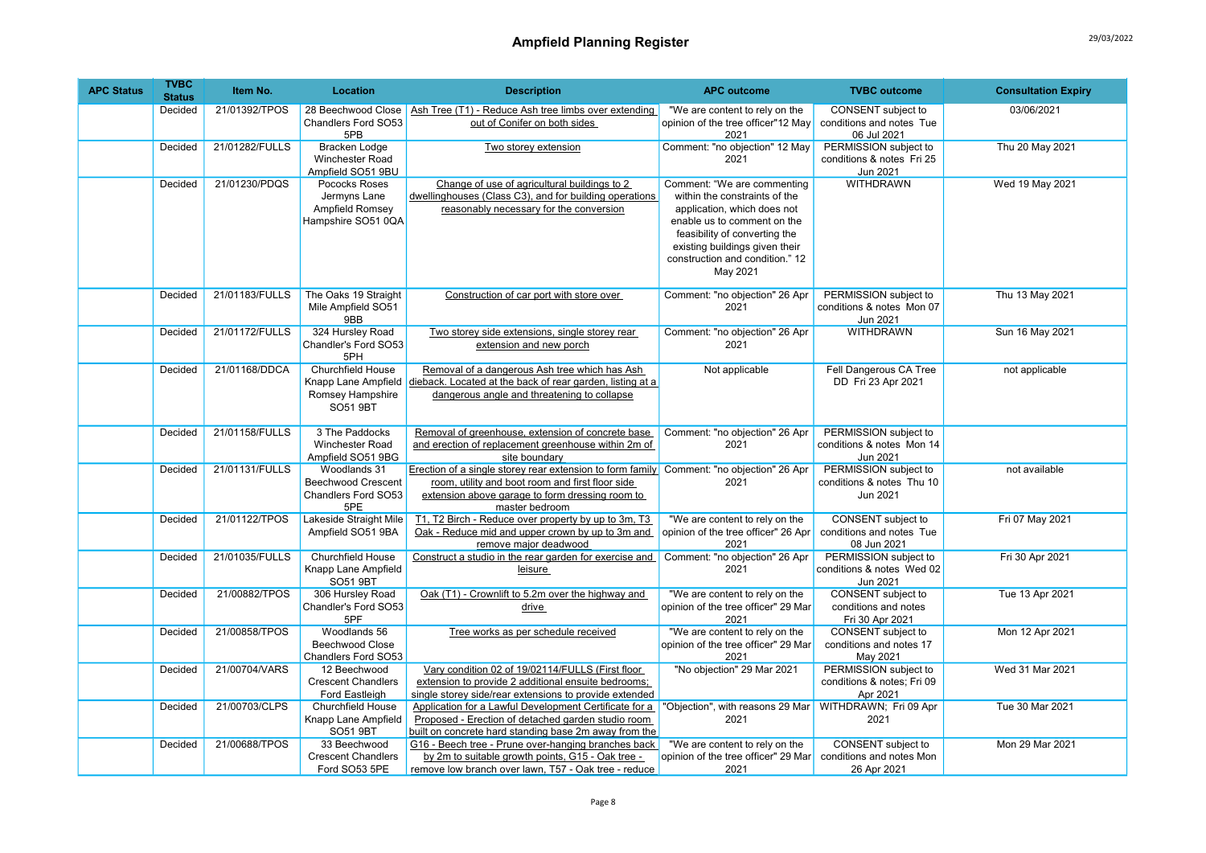# Ampfield Planning Register

| APC Status | TVBC Status | Item No. | Location | Description | APC outcome | TVBC outcome | Consultation Expiry |
|---|---|---|---|---|---|---|---|
| | Decided | 21/01392/TPOS | 28 Beechwood Close Chandlers Ford SO53 5PB | Ash Tree (T1) - Reduce Ash tree limbs over extending out of Conifer on both sides | "We are content to rely on the opinion of the tree officer"12 May 2021 | CONSENT subject to conditions and notes Tue 06 Jul 2021 | 03/06/2021 |
| | Decided | 21/01282/FULLS | Bracken Lodge Winchester Road Ampfield SO51 9BU | Two storey extension | Comment: "no objection" 12 May 2021 | PERMISSION subject to conditions & notes Fri 25 Jun 2021 | Thu 20 May 2021 |
| | Decided | 21/01230/PDQS | Pococks Roses Jermyns Lane Ampfield Romsey Hampshire SO51 0QA | Change of use of agricultural buildings to 2 dwellinghouses (Class C3), and for building operations reasonably necessary for the conversion | Comment: "We are commenting within the constraints of the application, which does not enable us to comment on the feasibility of converting the existing buildings given their construction and condition." 12 May 2021 | WITHDRAWN | Wed 19 May 2021 |
| | Decided | 21/01183/FULLS | The Oaks 19 Straight Mile Ampfield SO51 9BB | Construction of car port with store over | Comment: "no objection" 26 Apr 2021 | PERMISSION subject to conditions & notes Mon 07 Jun 2021 | Thu 13 May 2021 |
| | Decided | 21/01172/FULLS | 324 Hursley Road Chandler's Ford SO53 5PH | Two storey side extensions, single storey rear extension and new porch | Comment: "no objection" 26 Apr 2021 | WITHDRAWN | Sun 16 May 2021 |
| | Decided | 21/01168/DDCA | Churchfield House Knapp Lane Ampfield Romsey Hampshire SO51 9BT | Removal of a dangerous Ash tree which has Ash dieback. Located at the back of rear garden, listing at a dangerous angle and threatening to collapse | Not applicable | Fell Dangerous CA Tree DD Fri 23 Apr 2021 | not applicable |
| | Decided | 21/01158/FULLS | 3 The Paddocks Winchester Road Ampfield SO51 9BG | Removal of greenhouse, extension of concrete base and erection of replacement greenhouse within 2m of site boundary | Comment: "no objection" 26 Apr 2021 | PERMISSION subject to conditions & notes Mon 14 Jun 2021 | |
| | Decided | 21/01131/FULLS | Woodlands 31 Beechwood Crescent Chandlers Ford SO53 5PE | Erection of a single storey rear extension to form family room, utility and boot room and first floor side extension above garage to form dressing room to master bedroom | Comment: "no objection" 26 Apr 2021 | PERMISSION subject to conditions & notes Thu 10 Jun 2021 | not available |
| | Decided | 21/01122/TPOS | Lakeside Straight Mile Ampfield SO51 9BA | T1, T2 Birch - Reduce over property by up to 3m, T3 Oak - Reduce mid and upper crown by up to 3m and remove major deadwood | "We are content to rely on the opinion of the tree officer" 26 Apr 2021 | CONSENT subject to conditions and notes Tue 08 Jun 2021 | Fri 07 May 2021 |
| | Decided | 21/01035/FULLS | Churchfield House Knapp Lane Ampfield SO51 9BT | Construct a studio in the rear garden for exercise and leisure | Comment: "no objection" 26 Apr 2021 | PERMISSION subject to conditions & notes Wed 02 Jun 2021 | Fri 30 Apr 2021 |
| | Decided | 21/00882/TPOS | 306 Hursley Road Chandler's Ford SO53 5PF | Oak (T1) - Crownlift to 5.2m over the highway and drive | "We are content to rely on the opinion of the tree officer" 29 Mar 2021 | CONSENT subject to conditions and notes Fri 30 Apr 2021 | Tue 13 Apr 2021 |
| | Decided | 21/00858/TPOS | Woodlands 56 Beechwood Close Chandlers Ford SO53 | Tree works as per schedule received | "We are content to rely on the opinion of the tree officer" 29 Mar 2021 | CONSENT subject to conditions and notes 17 May 2021 | Mon 12 Apr 2021 |
| | Decided | 21/00704/VARS | 12 Beechwood Crescent Chandlers Ford Eastleigh | Vary condition 02 of 19/02114/FULLS (First floor extension to provide 2 additional ensuite bedrooms; single storey side/rear extensions to provide extended | "No objection" 29 Mar 2021 | PERMISSION subject to conditions & notes; Fri 09 Apr 2021 | Wed 31 Mar 2021 |
| | Decided | 21/00703/CLPS | Churchfield House Knapp Lane Ampfield SO51 9BT | Application for a Lawful Development Certificate for a Proposed - Erection of detached garden studio room built on concrete hard standing base 2m away from the | "Objection", with reasons 29 Mar 2021 | WITHDRAWN; Fri 09 Apr 2021 | Tue 30 Mar 2021 |
| | Decided | 21/00688/TPOS | 33 Beechwood Crescent Chandlers Ford SO53 5PE | G16 - Beech tree - Prune over-hanging branches back by 2m to suitable growth points, G15 - Oak tree - remove low branch over lawn, T57 - Oak tree - reduce | "We are content to rely on the opinion of the tree officer" 29 Mar 2021 | CONSENT subject to conditions and notes Mon 26 Apr 2021 | Mon 29 Mar 2021 |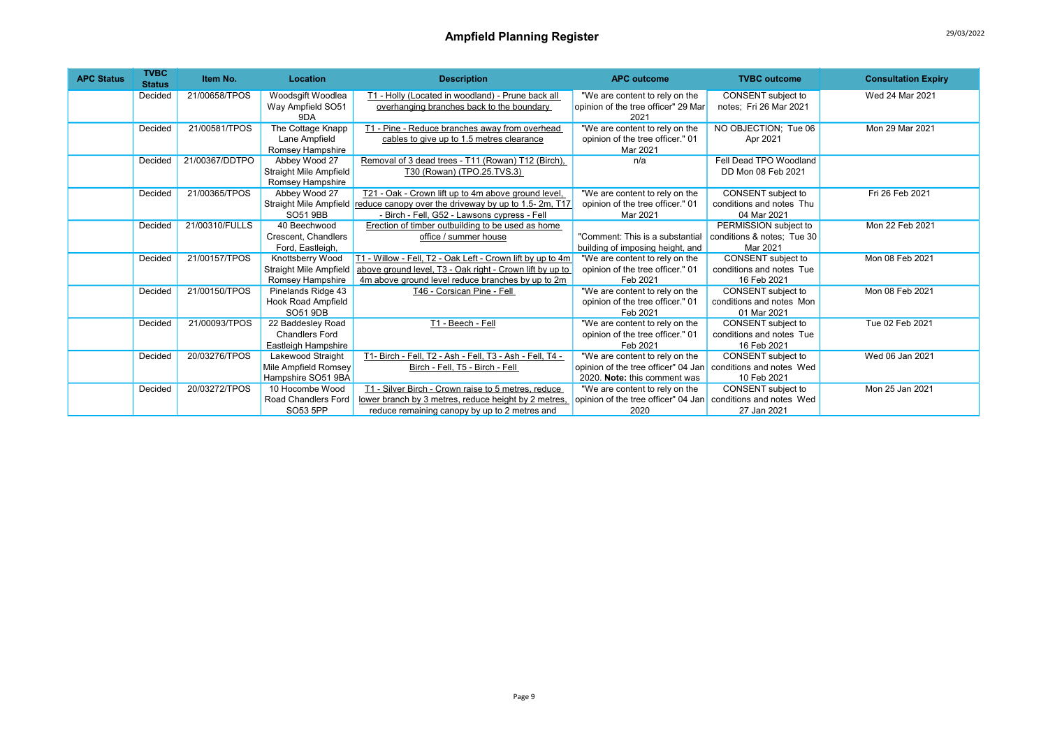# Ampfield Planning Register

| APC Status | TVBC Status | Item No. | Location | Description | APC outcome | TVBC outcome | Consultation Expiry |
|---|---|---|---|---|---|---|---|
| | Decided | 21/00658/TPOS | Woodsgift Woodlea Way Ampfield SO51 9DA | T1 - Holly (Located in woodland) - Prune back all overhanging branches back to the boundary | "We are content to rely on the opinion of the tree officer" 29 Mar 2021 | CONSENT subject to notes; Fri 26 Mar 2021 | Wed 24 Mar 2021 |
| | Decided | 21/00581/TPOS | The Cottage Knapp Lane Ampfield Romsey Hampshire | T1 - Pine - Reduce branches away from overhead cables to give up to 1.5 metres clearance | "We are content to rely on the opinion of the tree officer." 01 Mar 2021 | NO OBJECTION; Tue 06 Apr 2021 | Mon 29 Mar 2021 |
| | Decided | 21/00367/DDTPO | Abbey Wood 27 Straight Mile Ampfield Romsey Hampshire | Removal of 3 dead trees - T11 (Rowan) T12 (Birch), T30 (Rowan) (TPO.25.TVS.3) | n/a | Fell Dead TPO Woodland DD Mon 08 Feb 2021 | |
| | Decided | 21/00365/TPOS | Abbey Wood 27 Straight Mile Ampfield SO51 9BB | T21 - Oak - Crown lift up to 4m above ground level, reduce canopy over the driveway by up to 1.5- 2m, T17 - Birch - Fell, G52 - Lawsons cypress - Fell | "We are content to rely on the opinion of the tree officer." 01 Mar 2021 | CONSENT subject to conditions and notes Thu 04 Mar 2021 | Fri 26 Feb 2021 |
| | Decided | 21/00310/FULLS | 40 Beechwood Crescent, Chandlers Ford, Eastleigh, | Erection of timber outbuilding to be used as home office / summer house | "Comment: This is a substantial building of imposing height, and | PERMISSION subject to conditions & notes; Tue 30 Mar 2021 | Mon 22 Feb 2021 |
| | Decided | 21/00157/TPOS | Knottsberry Wood Straight Mile Ampfield Romsey Hampshire | T1 - Willow - Fell, T2 - Oak Left - Crown lift by up to 4m above ground level, T3 - Oak right - Crown lift by up to 4m above ground level reduce branches by up to 2m | "We are content to rely on the opinion of the tree officer." 01 Feb 2021 | CONSENT subject to conditions and notes Tue 16 Feb 2021 | Mon 08 Feb 2021 |
| | Decided | 21/00150/TPOS | Pinelands Ridge 43 Hook Road Ampfield SO51 9DB | T46 - Corsican Pine - Fell | "We are content to rely on the opinion of the tree officer." 01 Feb 2021 | CONSENT subject to conditions and notes Mon 01 Mar 2021 | Mon 08 Feb 2021 |
| | Decided | 21/00093/TPOS | 22 Baddesley Road Chandlers Ford Eastleigh Hampshire | T1 - Beech - Fell | "We are content to rely on the opinion of the tree officer." 01 Feb 2021 | CONSENT subject to conditions and notes Tue 16 Feb 2021 | Tue 02 Feb 2021 |
| | Decided | 20/03276/TPOS | Lakewood Straight Mile Ampfield Romsey Hampshire SO51 9BA | T1- Birch - Fell, T2 - Ash - Fell, T3 - Ash - Fell, T4 - Birch - Fell, T5 - Birch - Fell | "We are content to rely on the opinion of the tree officer" 04 Jan 2020. **Note:** this comment was | CONSENT subject to conditions and notes Wed 10 Feb 2021 | Wed 06 Jan 2021 |
| | Decided | 20/03272/TPOS | 10 Hocombe Wood Road Chandlers Ford SO53 5PP | T1 - Silver Birch - Crown raise to 5 metres, reduce lower branch by 3 metres, reduce height by 2 metres, reduce remaining canopy by up to 2 metres and | "We are content to rely on the opinion of the tree officer" 04 Jan 2020 | CONSENT subject to conditions and notes Wed 27 Jan 2021 | Mon 25 Jan 2021 |